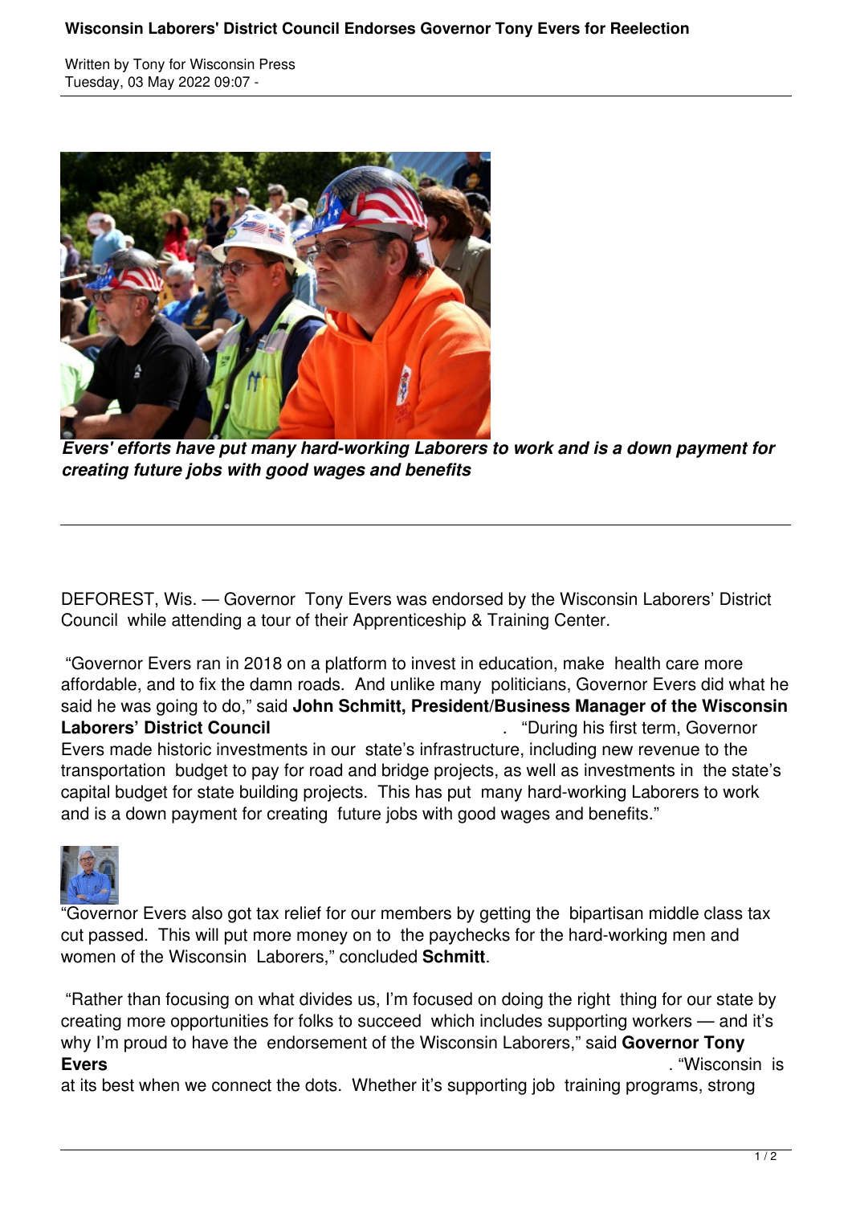# Wisconsin Laborers' District Council Endorses Governor Tony Evers for Reelection

Written by Tony for Wisconsin Press
Tuesday, 03 May 2022 09:07 -

***Evers' efforts have put many hard-working Laborers to work and is a down payment for creating future jobs with good wages and benefits***

DEFOREST, Wis. — Governor Tony Evers was endorsed by the Wisconsin Laborers' District Council while attending a tour of their Apprenticeship & Training Center.

"Governor Evers ran in 2018 on a platform to invest in education, make health care more affordable, and to fix the damn roads. And unlike many politicians, Governor Evers did what he said he was going to do," said **John Schmitt, President/Business Manager of the Wisconsin Laborers' District Council**. "During his first term, Governor Evers made historic investments in our state's infrastructure, including new revenue to the transportation budget to pay for road and bridge projects, as well as investments in the state's capital budget for state building projects. This has put many hard-working Laborers to work and is a down payment for creating future jobs with good wages and benefits."

"Governor Evers also got tax relief for our members by getting the bipartisan middle class tax cut passed. This will put more money on to the paychecks for the hard-working men and women of the Wisconsin Laborers," concluded **Schmitt**.

"Rather than focusing on what divides us, I'm focused on doing the right thing for our state by creating more opportunities for folks to succeed which includes supporting workers — and it's why I'm proud to have the endorsement of the Wisconsin Laborers," said **Governor Tony Evers**. "Wisconsin is at its best when we connect the dots. Whether it's supporting job training programs, strong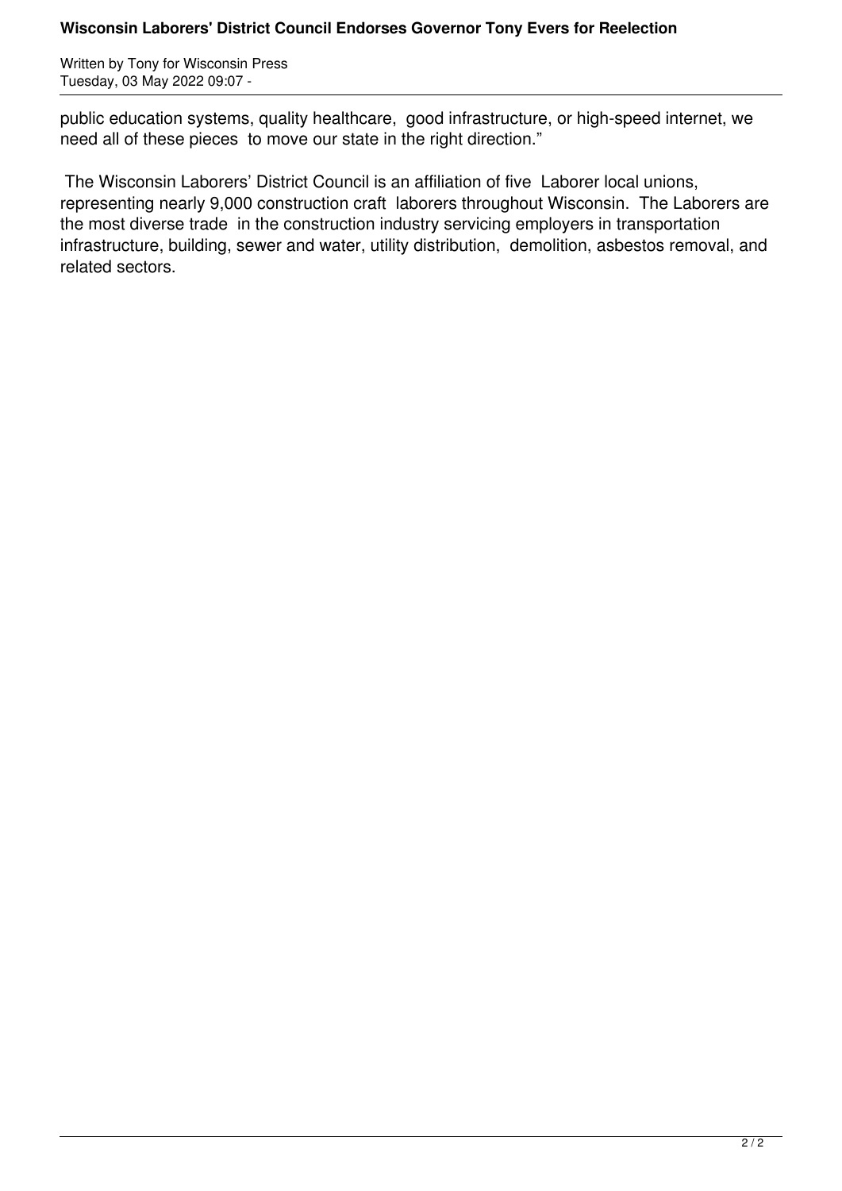public education systems, quality healthcare, good infrastructure, or high-speed internet, we need all of these pieces to move our state in the right direction."

The Wisconsin Laborers' District Council is an affiliation of five Laborer local unions, representing nearly 9,000 construction craft laborers throughout Wisconsin. The Laborers are the most diverse trade in the construction industry servicing employers in transportation infrastructure, building, sewer and water, utility distribution, demolition, asbestos removal, and related sectors.